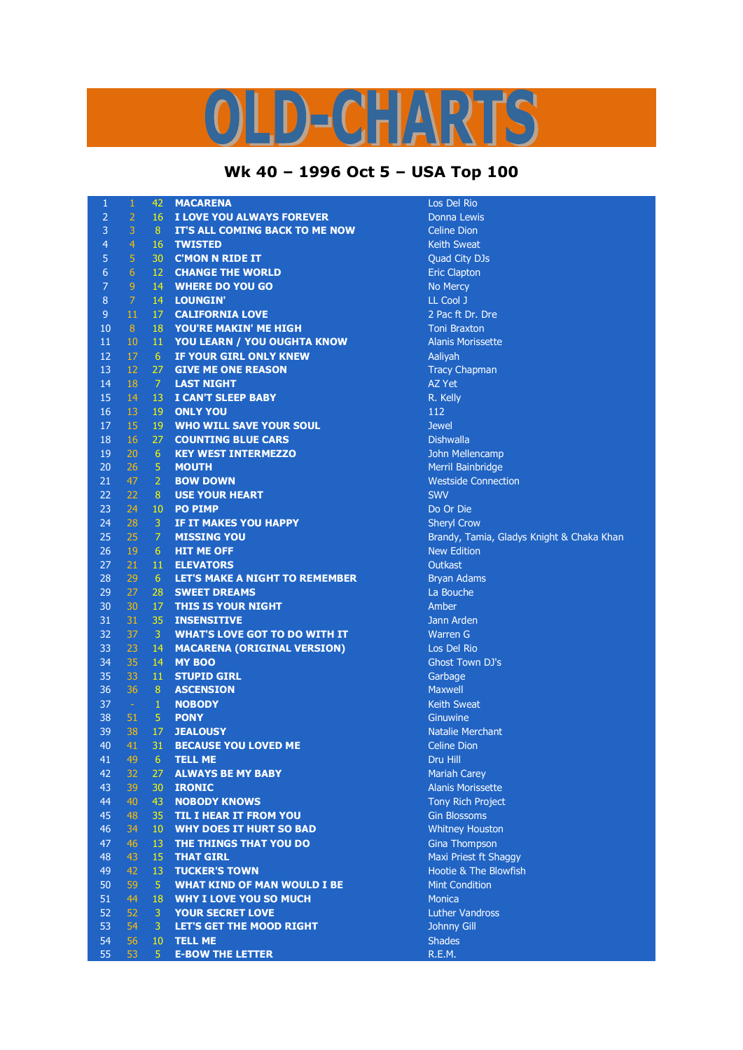# OLD-CHARTS

## Wk 40 – 1996 Oct 5 – USA Top 100

| | | | | |
|---|---|---|---|---|
| 1 | 1 | 42 | MACARENA | Los Del Rio |
| 2 | 2 | 16 | I LOVE YOU ALWAYS FOREVER | Donna Lewis |
| 3 | 3 | 8 | IT'S ALL COMING BACK TO ME NOW | Celine Dion |
| 4 | 4 | 16 | TWISTED | Keith Sweat |
| 5 | 5 | 30 | C'MON N RIDE IT | Quad City DJs |
| 6 | 6 | 12 | CHANGE THE WORLD | Eric Clapton |
| 7 | 9 | 14 | WHERE DO YOU GO | No Mercy |
| 8 | 7 | 14 | LOUNGIN' | LL Cool J |
| 9 | 11 | 17 | CALIFORNIA LOVE | 2 Pac ft Dr. Dre |
| 10 | 8 | 18 | YOU'RE MAKIN' ME HIGH | Toni Braxton |
| 11 | 10 | 11 | YOU LEARN / YOU OUGHTA KNOW | Alanis Morissette |
| 12 | 17 | 6 | IF YOUR GIRL ONLY KNEW | Aaliyah |
| 13 | 12 | 27 | GIVE ME ONE REASON | Tracy Chapman |
| 14 | 18 | 7 | LAST NIGHT | AZ Yet |
| 15 | 14 | 13 | I CAN'T SLEEP BABY | R. Kelly |
| 16 | 13 | 19 | ONLY YOU | 112 |
| 17 | 15 | 19 | WHO WILL SAVE YOUR SOUL | Jewel |
| 18 | 16 | 27 | COUNTING BLUE CARS | Dishwalla |
| 19 | 20 | 6 | KEY WEST INTERMEZZO | John Mellencamp |
| 20 | 26 | 5 | MOUTH | Merril Bainbridge |
| 21 | 47 | 2 | BOW DOWN | Westside Connection |
| 22 | 22 | 8 | USE YOUR HEART | SWV |
| 23 | 24 | 10 | PO PIMP | Do Or Die |
| 24 | 28 | 3 | IF IT MAKES YOU HAPPY | Sheryl Crow |
| 25 | 25 | 7 | MISSING YOU | Brandy, Tamia, Gladys Knight & Chaka Khan |
| 26 | 19 | 6 | HIT ME OFF | New Edition |
| 27 | 21 | 11 | ELEVATORS | Outkast |
| 28 | 29 | 6 | LET'S MAKE A NIGHT TO REMEMBER | Bryan Adams |
| 29 | 27 | 28 | SWEET DREAMS | La Bouche |
| 30 | 30 | 17 | THIS IS YOUR NIGHT | Amber |
| 31 | 31 | 35 | INSENSITIVE | Jann Arden |
| 32 | 37 | 3 | WHAT'S LOVE GOT TO DO WITH IT | Warren G |
| 33 | 23 | 14 | MACARENA (ORIGINAL VERSION) | Los Del Rio |
| 34 | 35 | 14 | MY BOO | Ghost Town DJ's |
| 35 | 33 | 11 | STUPID GIRL | Garbage |
| 36 | 36 | 8 | ASCENSION | Maxwell |
| 37 | - | 1 | NOBODY | Keith Sweat |
| 38 | 51 | 5 | PONY | Ginuwine |
| 39 | 38 | 17 | JEALOUSY | Natalie Merchant |
| 40 | 41 | 31 | BECAUSE YOU LOVED ME | Celine Dion |
| 41 | 49 | 6 | TELL ME | Dru Hill |
| 42 | 32 | 27 | ALWAYS BE MY BABY | Mariah Carey |
| 43 | 39 | 30 | IRONIC | Alanis Morissette |
| 44 | 40 | 43 | NOBODY KNOWS | Tony Rich Project |
| 45 | 48 | 35 | TIL I HEAR IT FROM YOU | Gin Blossoms |
| 46 | 34 | 10 | WHY DOES IT HURT SO BAD | Whitney Houston |
| 47 | 46 | 13 | THE THINGS THAT YOU DO | Gina Thompson |
| 48 | 43 | 15 | THAT GIRL | Maxi Priest ft Shaggy |
| 49 | 42 | 13 | TUCKER'S TOWN | Hootie & The Blowfish |
| 50 | 59 | 5 | WHAT KIND OF MAN WOULD I BE | Mint Condition |
| 51 | 44 | 18 | WHY I LOVE YOU SO MUCH | Monica |
| 52 | 52 | 3 | YOUR SECRET LOVE | Luther Vandross |
| 53 | 54 | 3 | LET'S GET THE MOOD RIGHT | Johnny Gill |
| 54 | 56 | 10 | TELL ME | Shades |
| 55 | 53 | 5 | E-BOW THE LETTER | R.E.M. |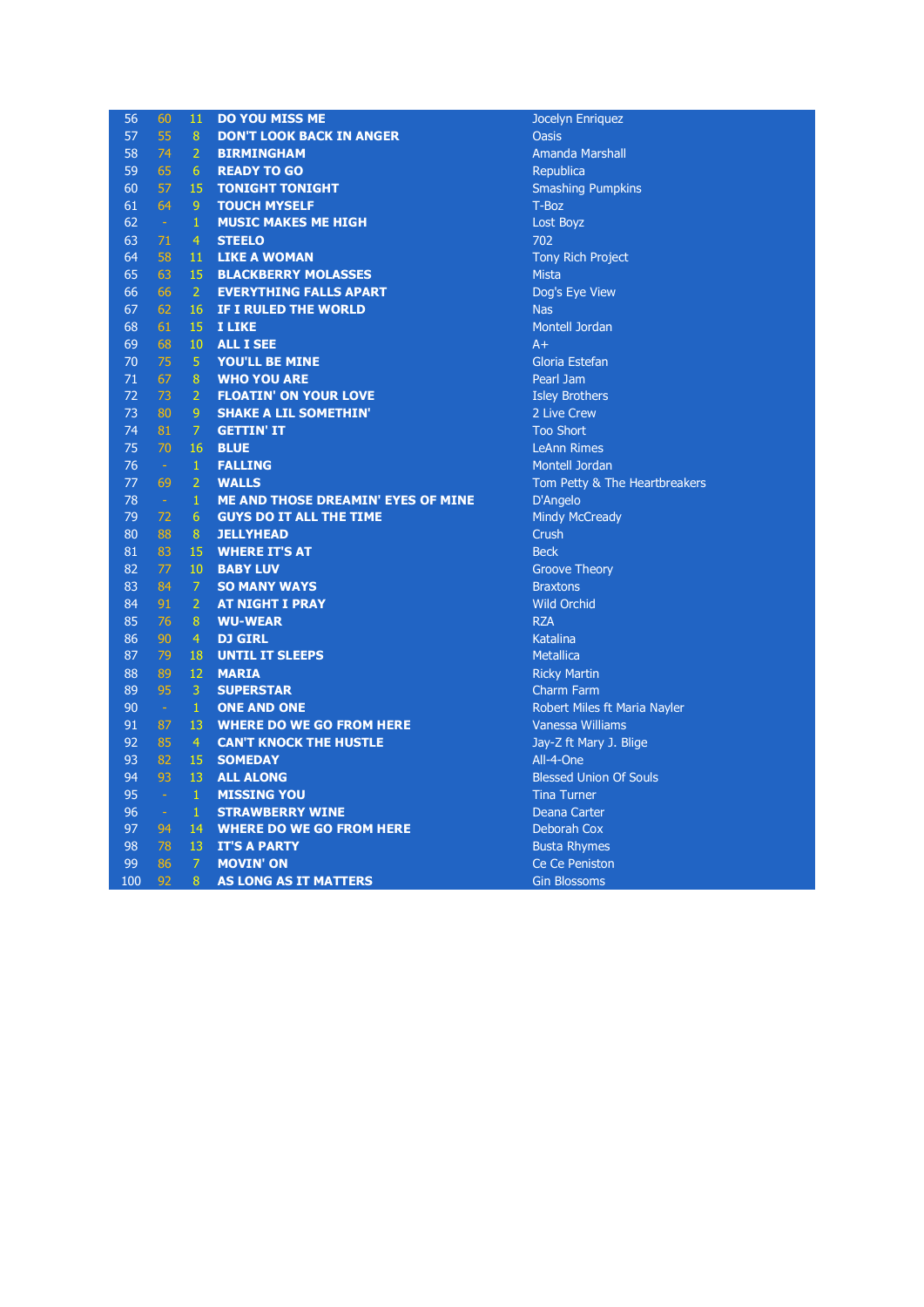| | | | | |
|---|---|---|---|---|
| 56 | 60 | 11 | DO YOU MISS ME | Jocelyn Enriquez |
| 57 | 55 | 8 | DON'T LOOK BACK IN ANGER | Oasis |
| 58 | 74 | 2 | BIRMINGHAM | Amanda Marshall |
| 59 | 65 | 6 | READY TO GO | Republica |
| 60 | 57 | 15 | TONIGHT TONIGHT | Smashing Pumpkins |
| 61 | 64 | 9 | TOUCH MYSELF | T-Boz |
| 62 | - | 1 | MUSIC MAKES ME HIGH | Lost Boyz |
| 63 | 71 | 4 | STEELO | 702 |
| 64 | 58 | 11 | LIKE A WOMAN | Tony Rich Project |
| 65 | 63 | 15 | BLACKBERRY MOLASSES | Mista |
| 66 | 66 | 2 | EVERYTHING FALLS APART | Dog's Eye View |
| 67 | 62 | 16 | IF I RULED THE WORLD | Nas |
| 68 | 61 | 15 | I LIKE | Montell Jordan |
| 69 | 68 | 10 | ALL I SEE | A+ |
| 70 | 75 | 5 | YOU'LL BE MINE | Gloria Estefan |
| 71 | 67 | 8 | WHO YOU ARE | Pearl Jam |
| 72 | 73 | 2 | FLOATIN' ON YOUR LOVE | Isley Brothers |
| 73 | 80 | 9 | SHAKE A LIL SOMETHIN' | 2 Live Crew |
| 74 | 81 | 7 | GETTIN' IT | Too Short |
| 75 | 70 | 16 | BLUE | LeAnn Rimes |
| 76 | - | 1 | FALLING | Montell Jordan |
| 77 | 69 | 2 | WALLS | Tom Petty & The Heartbreakers |
| 78 | - | 1 | ME AND THOSE DREAMIN' EYES OF MINE | D'Angelo |
| 79 | 72 | 6 | GUYS DO IT ALL THE TIME | Mindy McCready |
| 80 | 88 | 8 | JELLYHEAD | Crush |
| 81 | 83 | 15 | WHERE IT'S AT | Beck |
| 82 | 77 | 10 | BABY LUV | Groove Theory |
| 83 | 84 | 7 | SO MANY WAYS | Braxtons |
| 84 | 91 | 2 | AT NIGHT I PRAY | Wild Orchid |
| 85 | 76 | 8 | WU-WEAR | RZA |
| 86 | 90 | 4 | DJ GIRL | Katalina |
| 87 | 79 | 18 | UNTIL IT SLEEPS | Metallica |
| 88 | 89 | 12 | MARIA | Ricky Martin |
| 89 | 95 | 3 | SUPERSTAR | Charm Farm |
| 90 | - | 1 | ONE AND ONE | Robert Miles ft Maria Nayler |
| 91 | 87 | 13 | WHERE DO WE GO FROM HERE | Vanessa Williams |
| 92 | 85 | 4 | CAN'T KNOCK THE HUSTLE | Jay-Z ft Mary J. Blige |
| 93 | 82 | 15 | SOMEDAY | All-4-One |
| 94 | 93 | 13 | ALL ALONG | Blessed Union Of Souls |
| 95 | - | 1 | MISSING YOU | Tina Turner |
| 96 | - | 1 | STRAWBERRY WINE | Deana Carter |
| 97 | 94 | 14 | WHERE DO WE GO FROM HERE | Deborah Cox |
| 98 | 78 | 13 | IT'S A PARTY | Busta Rhymes |
| 99 | 86 | 7 | MOVIN' ON | Ce Ce Peniston |
| 100 | 92 | 8 | AS LONG AS IT MATTERS | Gin Blossoms |